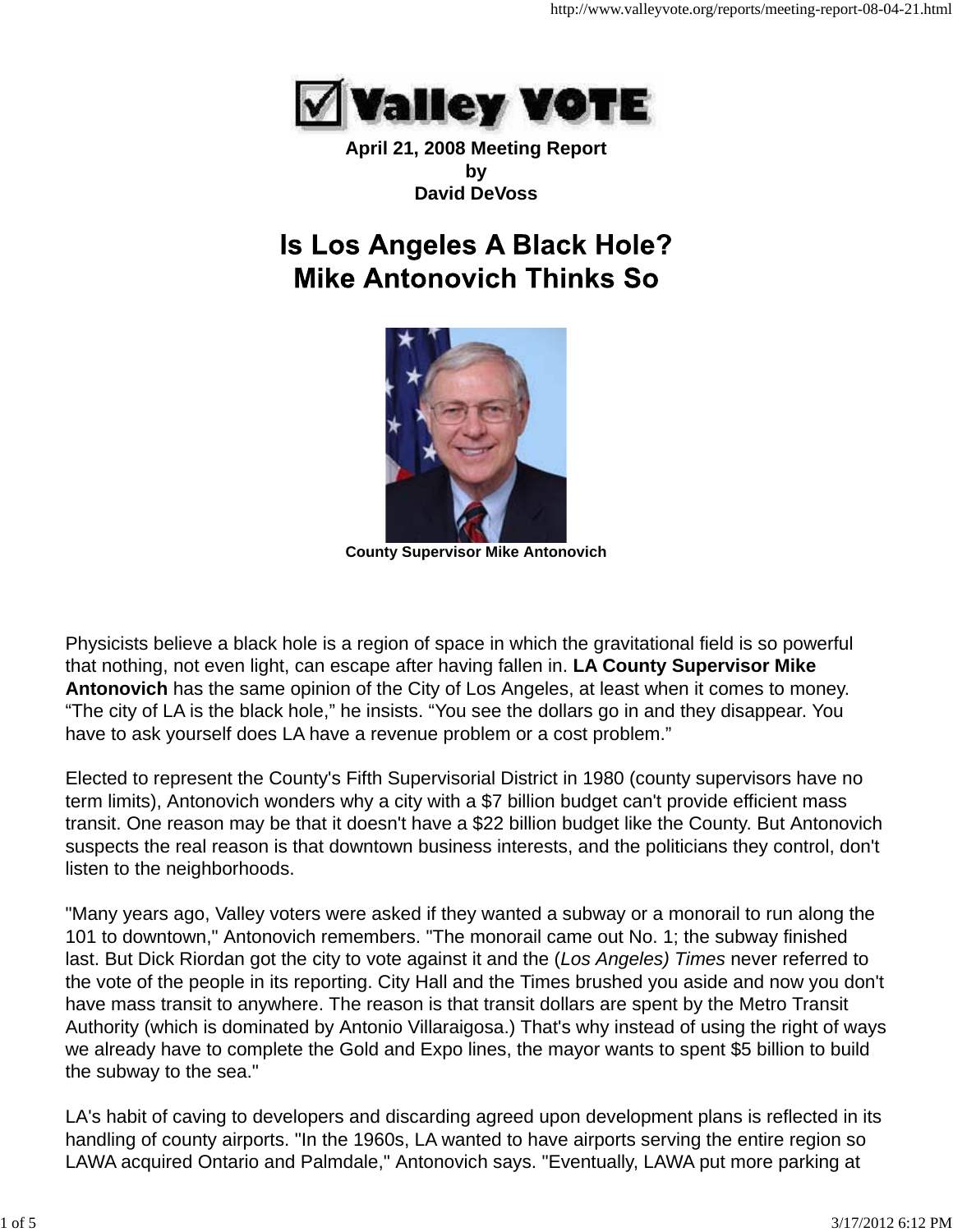**Valley VOTE**

**April 21, 2008 Meeting Report**
**by**
**David DeVoss**

# Is Los Angeles A Black Hole? Mike Antonovich Thinks So

**County Supervisor Mike Antonovich**

Physicists believe a black hole is a region of space in which the gravitational field is so powerful that nothing, not even light, can escape after having fallen in. **LA County Supervisor Mike Antonovich** has the same opinion of the City of Los Angeles, at least when it comes to money. “The city of LA is the black hole,” he insists. “You see the dollars go in and they disappear. You have to ask yourself does LA have a revenue problem or a cost problem.”

Elected to represent the County's Fifth Supervisorial District in 1980 (county supervisors have no term limits), Antonovich wonders why a city with a $7 billion budget can't provide efficient mass transit. One reason may be that it doesn't have a $22 billion budget like the County. But Antonovich suspects the real reason is that downtown business interests, and the politicians they control, don't listen to the neighborhoods.

"Many years ago, Valley voters were asked if they wanted a subway or a monorail to run along the 101 to downtown," Antonovich remembers. "The monorail came out No. 1; the subway finished last. But Dick Riordan got the city to vote against it and the (*Los Angeles) Times* never referred to the vote of the people in its reporting. City Hall and the Times brushed you aside and now you don't have mass transit to anywhere. The reason is that transit dollars are spent by the Metro Transit Authority (which is dominated by Antonio Villaraigosa.) That's why instead of using the right of ways we already have to complete the Gold and Expo lines, the mayor wants to spent $5 billion to build the subway to the sea."

LA's habit of caving to developers and discarding agreed upon development plans is reflected in its handling of county airports. "In the 1960s, LA wanted to have airports serving the entire region so LAWA acquired Ontario and Palmdale," Antonovich says. "Eventually, LAWA put more parking at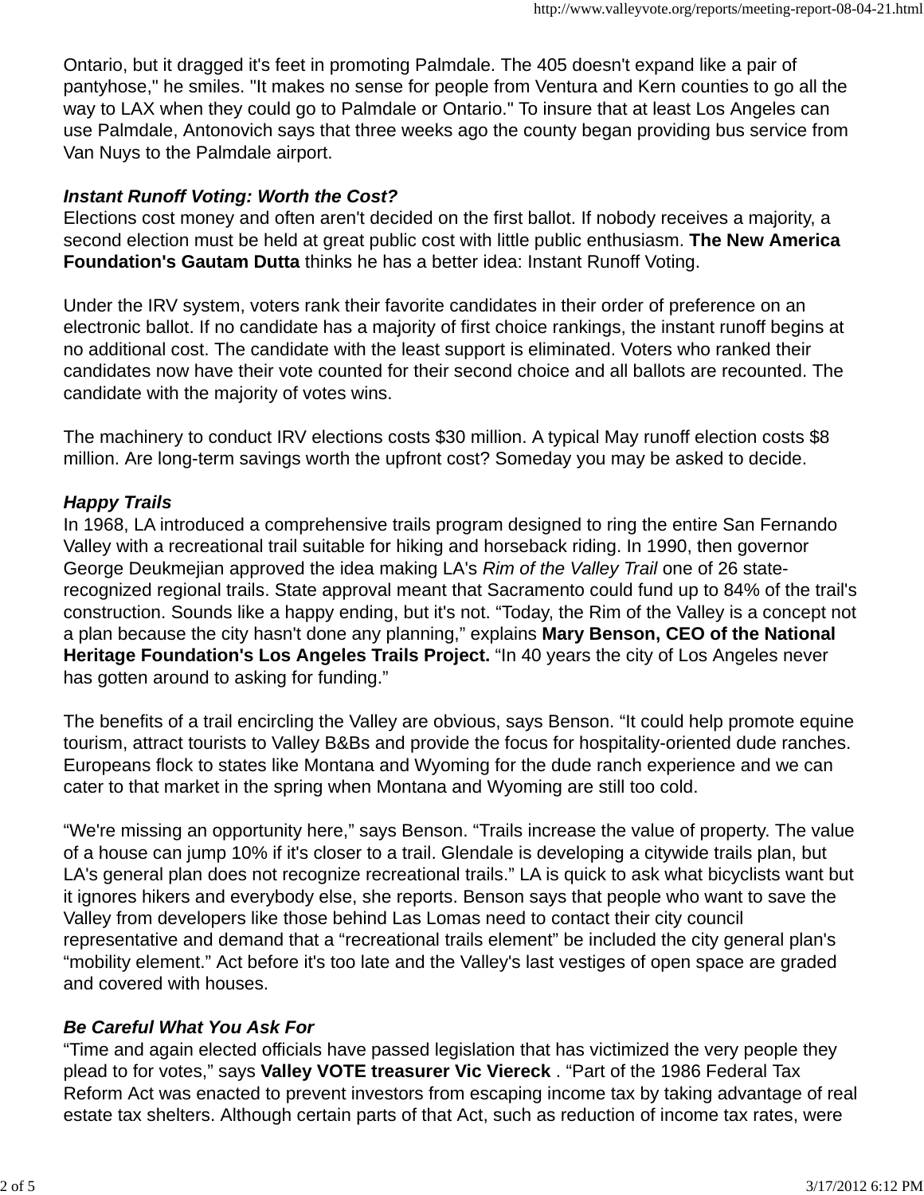Ontario, but it dragged it's feet in promoting Palmdale. The 405 doesn't expand like a pair of pantyhose," he smiles. "It makes no sense for people from Ventura and Kern counties to go all the way to LAX when they could go to Palmdale or Ontario." To insure that at least Los Angeles can use Palmdale, Antonovich says that three weeks ago the county began providing bus service from Van Nuys to the Palmdale airport.

***Instant Runoff Voting: Worth the Cost?***

Elections cost money and often aren't decided on the first ballot. If nobody receives a majority, a second election must be held at great public cost with little public enthusiasm. **The New America Foundation's Gautam Dutta** thinks he has a better idea: Instant Runoff Voting.

Under the IRV system, voters rank their favorite candidates in their order of preference on an electronic ballot. If no candidate has a majority of first choice rankings, the instant runoff begins at no additional cost. The candidate with the least support is eliminated. Voters who ranked their candidates now have their vote counted for their second choice and all ballots are recounted. The candidate with the majority of votes wins.

The machinery to conduct IRV elections costs $30 million. A typical May runoff election costs $8 million. Are long-term savings worth the upfront cost? Someday you may be asked to decide.

***Happy Trails***

In 1968, LA introduced a comprehensive trails program designed to ring the entire San Fernando Valley with a recreational trail suitable for hiking and horseback riding. In 1990, then governor George Deukmejian approved the idea making LA's *Rim of the Valley Trail* one of 26 state-recognized regional trails. State approval meant that Sacramento could fund up to 84% of the trail's construction. Sounds like a happy ending, but it's not. “Today, the Rim of the Valley is a concept not a plan because the city hasn't done any planning,” explains **Mary Benson, CEO of the National Heritage Foundation's Los Angeles Trails Project.** “In 40 years the city of Los Angeles never has gotten around to asking for funding.”

The benefits of a trail encircling the Valley are obvious, says Benson. “It could help promote equine tourism, attract tourists to Valley B&Bs and provide the focus for hospitality-oriented dude ranches. Europeans flock to states like Montana and Wyoming for the dude ranch experience and we can cater to that market in the spring when Montana and Wyoming are still too cold.

“We're missing an opportunity here,” says Benson. “Trails increase the value of property. The value of a house can jump 10% if it's closer to a trail. Glendale is developing a citywide trails plan, but LA's general plan does not recognize recreational trails.” LA is quick to ask what bicyclists want but it ignores hikers and everybody else, she reports. Benson says that people who want to save the Valley from developers like those behind Las Lomas need to contact their city council representative and demand that a “recreational trails element” be included the city general plan's “mobility element.” Act before it's too late and the Valley's last vestiges of open space are graded and covered with houses.

***Be Careful What You Ask For***

“Time and again elected officials have passed legislation that has victimized the very people they plead to for votes,” says **Valley VOTE treasurer Vic Viereck** . “Part of the 1986 Federal Tax Reform Act was enacted to prevent investors from escaping income tax by taking advantage of real estate tax shelters. Although certain parts of that Act, such as reduction of income tax rates, were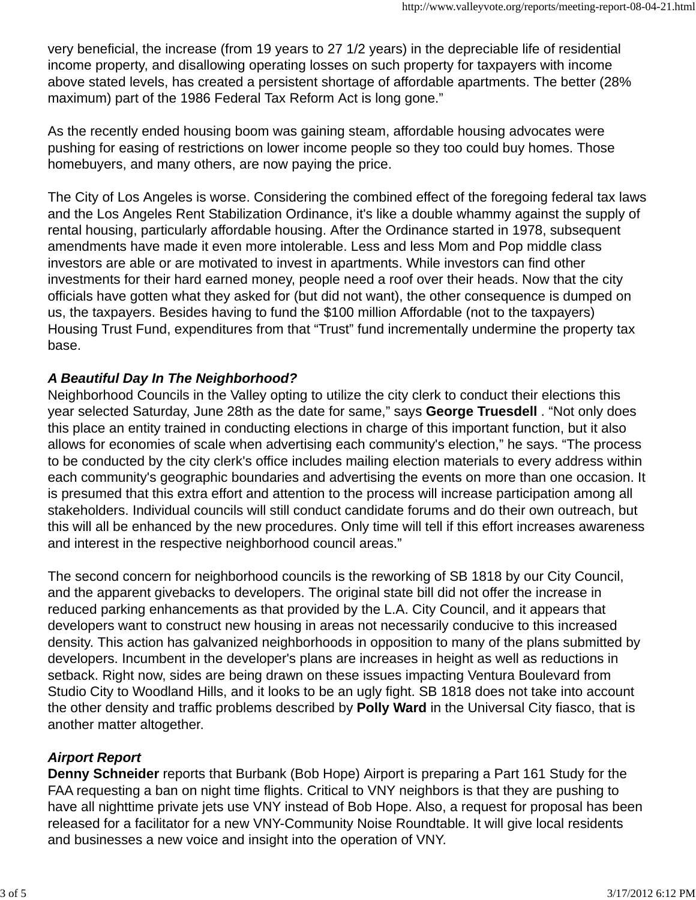very beneficial, the increase (from 19 years to 27 1/2 years) in the depreciable life of residential income property, and disallowing operating losses on such property for taxpayers with income above stated levels, has created a persistent shortage of affordable apartments. The better (28% maximum) part of the 1986 Federal Tax Reform Act is long gone."

As the recently ended housing boom was gaining steam, affordable housing advocates were pushing for easing of restrictions on lower income people so they too could buy homes. Those homebuyers, and many others, are now paying the price.

The City of Los Angeles is worse. Considering the combined effect of the foregoing federal tax laws and the Los Angeles Rent Stabilization Ordinance, it's like a double whammy against the supply of rental housing, particularly affordable housing. After the Ordinance started in 1978, subsequent amendments have made it even more intolerable. Less and less Mom and Pop middle class investors are able or are motivated to invest in apartments. While investors can find other investments for their hard earned money, people need a roof over their heads. Now that the city officials have gotten what they asked for (but did not want), the other consequence is dumped on us, the taxpayers. Besides having to fund the $100 million Affordable (not to the taxpayers) Housing Trust Fund, expenditures from that "Trust" fund incrementally undermine the property tax base.

***A Beautiful Day In The Neighborhood?***

Neighborhood Councils in the Valley opting to utilize the city clerk to conduct their elections this year selected Saturday, June 28th as the date for same," says **George Truesdell** . "Not only does this place an entity trained in conducting elections in charge of this important function, but it also allows for economies of scale when advertising each community's election," he says. "The process to be conducted by the city clerk's office includes mailing election materials to every address within each community's geographic boundaries and advertising the events on more than one occasion. It is presumed that this extra effort and attention to the process will increase participation among all stakeholders. Individual councils will still conduct candidate forums and do their own outreach, but this will all be enhanced by the new procedures. Only time will tell if this effort increases awareness and interest in the respective neighborhood council areas."

The second concern for neighborhood councils is the reworking of SB 1818 by our City Council, and the apparent givebacks to developers. The original state bill did not offer the increase in reduced parking enhancements as that provided by the L.A. City Council, and it appears that developers want to construct new housing in areas not necessarily conducive to this increased density. This action has galvanized neighborhoods in opposition to many of the plans submitted by developers. Incumbent in the developer's plans are increases in height as well as reductions in setback. Right now, sides are being drawn on these issues impacting Ventura Boulevard from Studio City to Woodland Hills, and it looks to be an ugly fight. SB 1818 does not take into account the other density and traffic problems described by **Polly Ward** in the Universal City fiasco, that is another matter altogether.

***Airport Report***

**Denny Schneider** reports that Burbank (Bob Hope) Airport is preparing a Part 161 Study for the FAA requesting a ban on night time flights. Critical to VNY neighbors is that they are pushing to have all nighttime private jets use VNY instead of Bob Hope. Also, a request for proposal has been released for a facilitator for a new VNY-Community Noise Roundtable. It will give local residents and businesses a new voice and insight into the operation of VNY.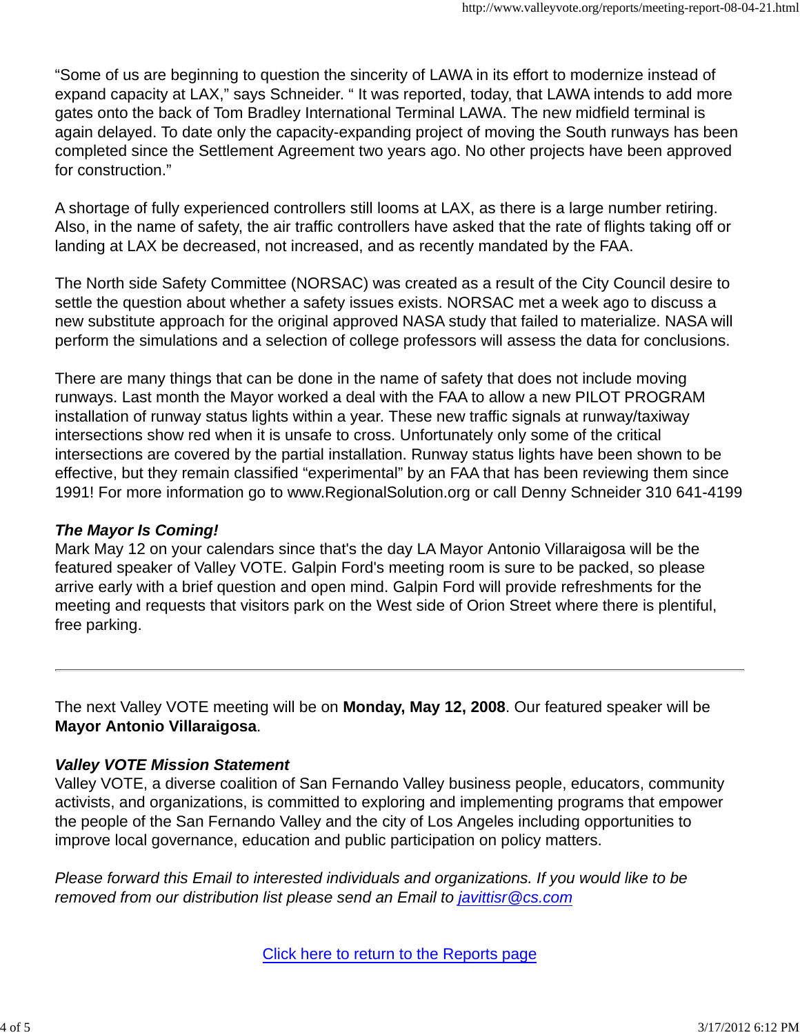"Some of us are beginning to question the sincerity of LAWA in its effort to modernize instead of expand capacity at LAX," says Schneider. " It was reported, today, that LAWA intends to add more gates onto the back of Tom Bradley International Terminal LAWA. The new midfield terminal is again delayed. To date only the capacity-expanding project of moving the South runways has been completed since the Settlement Agreement two years ago. No other projects have been approved for construction."

A shortage of fully experienced controllers still looms at LAX, as there is a large number retiring. Also, in the name of safety, the air traffic controllers have asked that the rate of flights taking off or landing at LAX be decreased, not increased, and as recently mandated by the FAA.

The North side Safety Committee (NORSAC) was created as a result of the City Council desire to settle the question about whether a safety issues exists. NORSAC met a week ago to discuss a new substitute approach for the original approved NASA study that failed to materialize. NASA will perform the simulations and a selection of college professors will assess the data for conclusions.

There are many things that can be done in the name of safety that does not include moving runways. Last month the Mayor worked a deal with the FAA to allow a new PILOT PROGRAM installation of runway status lights within a year. These new traffic signals at runway/taxiway intersections show red when it is unsafe to cross. Unfortunately only some of the critical intersections are covered by the partial installation. Runway status lights have been shown to be effective, but they remain classified "experimental" by an FAA that has been reviewing them since 1991! For more information go to www.RegionalSolution.org or call Denny Schneider 310 641-4199

***The Mayor Is Coming!***

Mark May 12 on your calendars since that's the day LA Mayor Antonio Villaraigosa will be the featured speaker of Valley VOTE. Galpin Ford's meeting room is sure to be packed, so please arrive early with a brief question and open mind. Galpin Ford will provide refreshments for the meeting and requests that visitors park on the West side of Orion Street where there is plentiful, free parking.

---

The next Valley VOTE meeting will be on **Monday, May 12, 2008**. Our featured speaker will be **Mayor Antonio Villaraigosa**.

***Valley VOTE Mission Statement***

Valley VOTE, a diverse coalition of San Fernando Valley business people, educators, community activists, and organizations, is committed to exploring and implementing programs that empower the people of the San Fernando Valley and the city of Los Angeles including opportunities to improve local governance, education and public participation on policy matters.

*Please forward this Email to interested individuals and organizations. If you would like to be removed from our distribution list please send an Email to javittisr@cs.com*

Click here to return to the Reports page